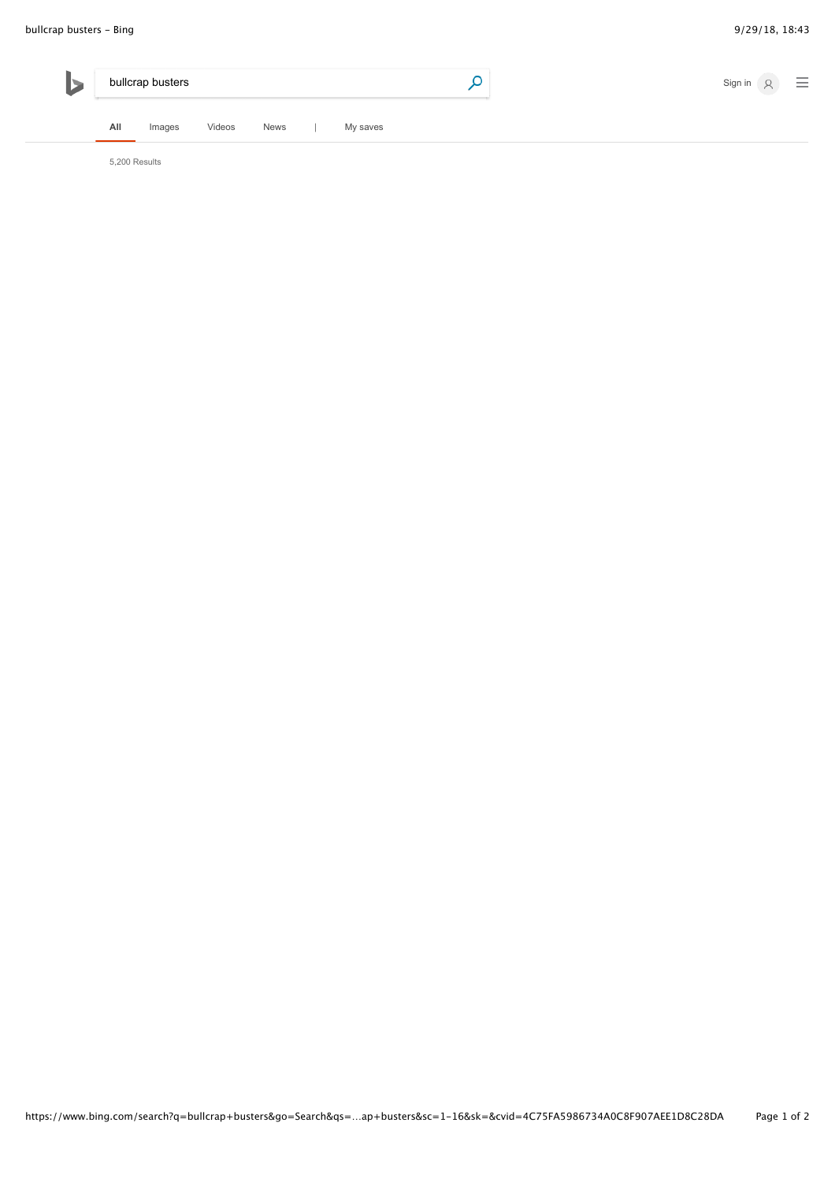bullcrap busters

All Images Videos News | My saves

Sign in

5,200 Results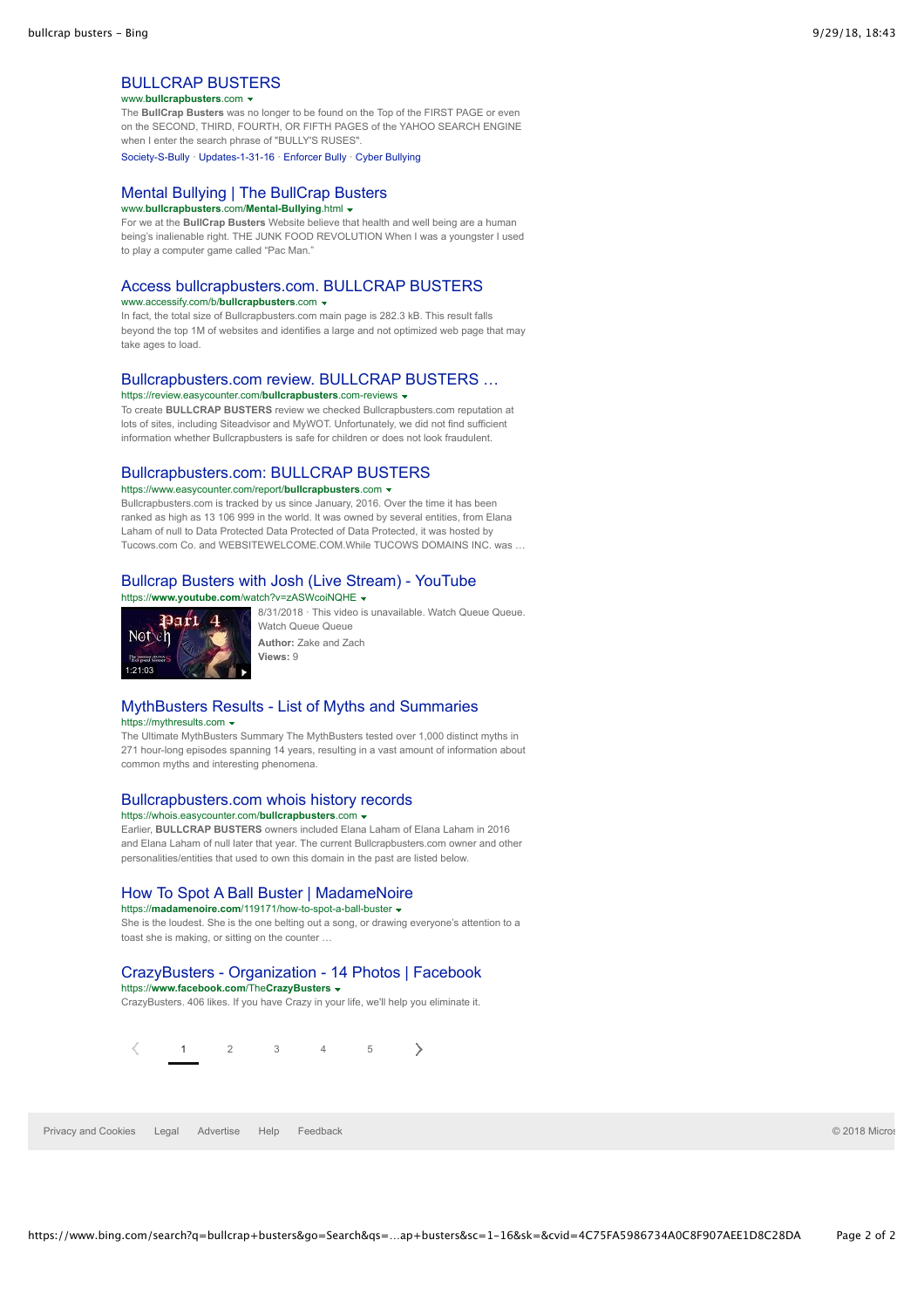## BULLCRAP BUSTERS

www.**bullcrapbusters**.com

The **BullCrap Busters** was no longer to be found on the Top of the FIRST PAGE or even on the SECOND, THIRD, FOURTH, OR FIFTH PAGES of the YAHOO SEARCH ENGINE when I enter the search phrase of "BULLY'S RUSES".

Society-S-Bully · Updates-1-31-16 · Enforcer Bully · Cyber Bullying

## Mental Bullying | The BullCrap Busters

www.**bullcrapbusters**.com/**Mental-Bullying**.html

For we at the **BullCrap Busters** Website believe that health and well being are a human being's inalienable right. THE JUNK FOOD REVOLUTION When I was a youngster I used to play a computer game called "Pac Man."

## Access bullcrapbusters.com. BULLCRAP BUSTERS

www.accessify.com/b/**bullcrapbusters**.com

In fact, the total size of Bullcrapbusters.com main page is 282.3 kB. This result falls beyond the top 1M of websites and identifies a large and not optimized web page that may take ages to load.

## Bullcrapbusters.com review. BULLCRAP BUSTERS …

https://review.easycounter.com/**bullcrapbusters**.com-reviews

To create **BULLCRAP BUSTERS** review we checked Bullcrapbusters.com reputation at lots of sites, including Siteadvisor and MyWOT. Unfortunately, we did not find sufficient information whether Bullcrapbusters is safe for children or does not look fraudulent.

## Bullcrapbusters.com: BULLCRAP BUSTERS

https://www.easycounter.com/report/**bullcrapbusters**.com

Bullcrapbusters.com is tracked by us since January, 2016. Over the time it has been ranked as high as 13 106 999 in the world. It was owned by several entities, from Elana Laham of null to Data Protected Data Protected of Data Protected, it was hosted by Tucows.com Co. and WEBSITEWELCOME.COM.While TUCOWS DOMAINS INC. was …

## Bullcrap Busters with Josh (Live Stream) - YouTube

https://**www.youtube.com**/watch?v=zASWcoiNQHE

1:21:03

8/31/2018 · This video is unavailable. Watch Queue Queue. Watch Queue Queue

**Author:** Zake and Zach

**Views:** 9

## MythBusters Results - List of Myths and Summaries

https://mythresults.com

The Ultimate MythBusters Summary The MythBusters tested over 1,000 distinct myths in 271 hour-long episodes spanning 14 years, resulting in a vast amount of information about common myths and interesting phenomena.

## Bullcrapbusters.com whois history records

https://whois.easycounter.com/**bullcrapbusters**.com

Earlier, **BULLCRAP BUSTERS** owners included Elana Laham of Elana Laham in 2016 and Elana Laham of null later that year. The current Bullcrapbusters.com owner and other personalities/entities that used to own this domain in the past are listed below.

## How To Spot A Ball Buster | MadameNoire

https://**madamenoire.com**/119171/how-to-spot-a-ball-buster

She is the loudest. She is the one belting out a song, or drawing everyone's attention to a toast she is making, or sitting on the counter …

## CrazyBusters - Organization - 14 Photos | Facebook

https://**www.facebook.com**/The**CrazyBusters**

CrazyBusters. 406 likes. If you have Crazy in your life, we'll help you eliminate it.

1 2 3 4 5

Privacy and Cookies · Legal · Advertise · Help · Feedback · © 2018 Micros